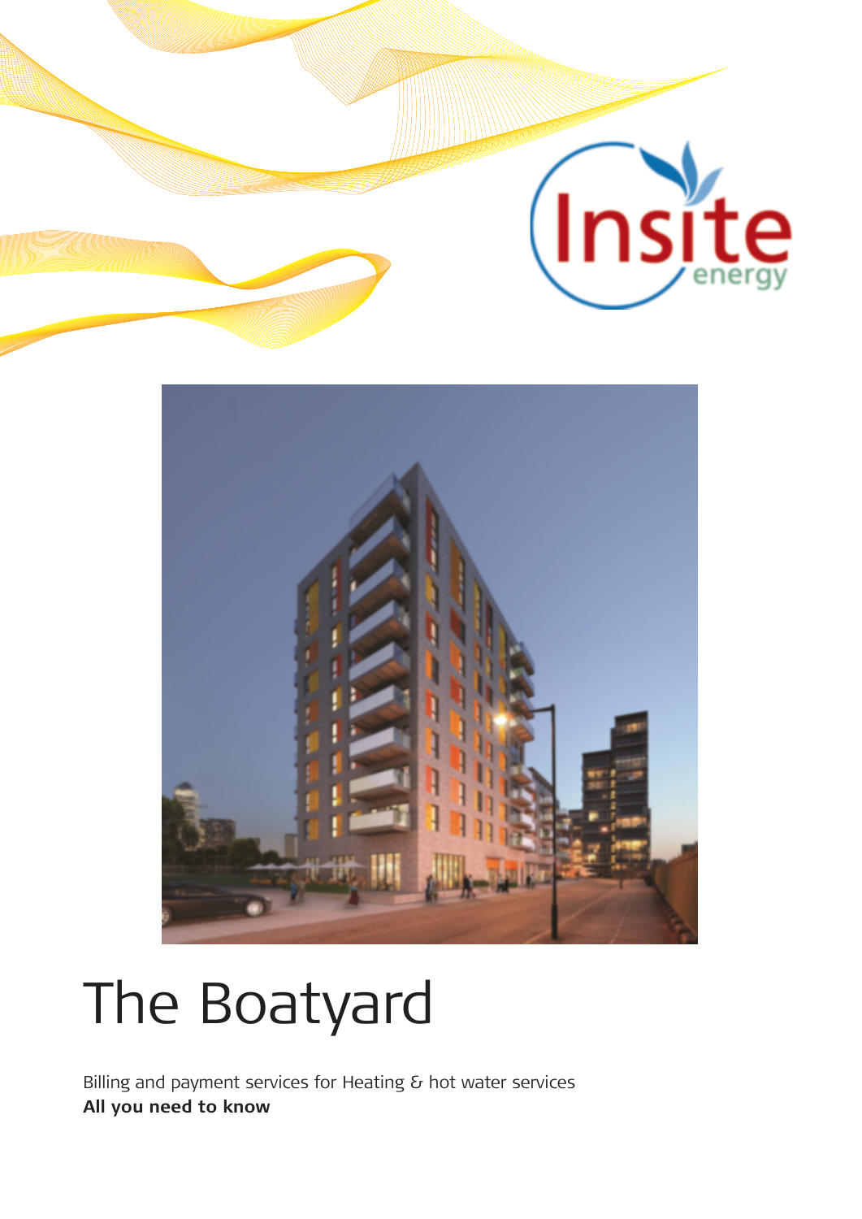# The Boatyard

Billing and payment services for Heating & hot water services

**All you need to know**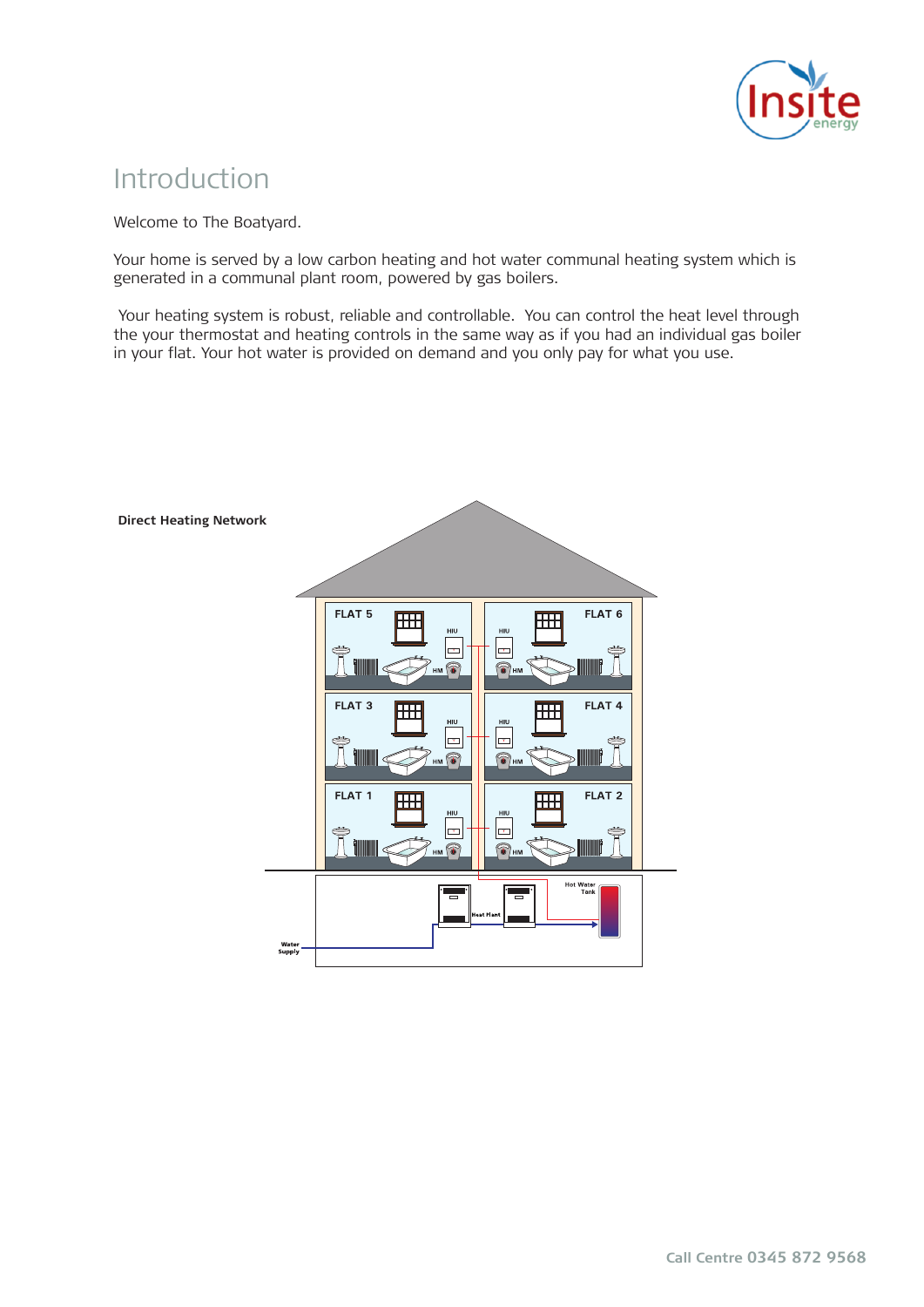# Introduction

Welcome to The Boatyard.

Your home is served by a low carbon heating and hot water communal heating system which is generated in a communal plant room, powered by gas boilers.

Your heating system is robust, reliable and controllable. You can control the heat level through the your thermostat and heating controls in the same way as if you had an individual gas boiler in your flat. Your hot water is provided on demand and you only pay for what you use.

**Direct Heating Network**

FLAT 5 FLAT 6 FLAT 3 FLAT 4 FLAT 1 FLAT 2

HIU HM

Heat Plant

Hot Water Tank

Water Supply

Call Centre 0345 872 9568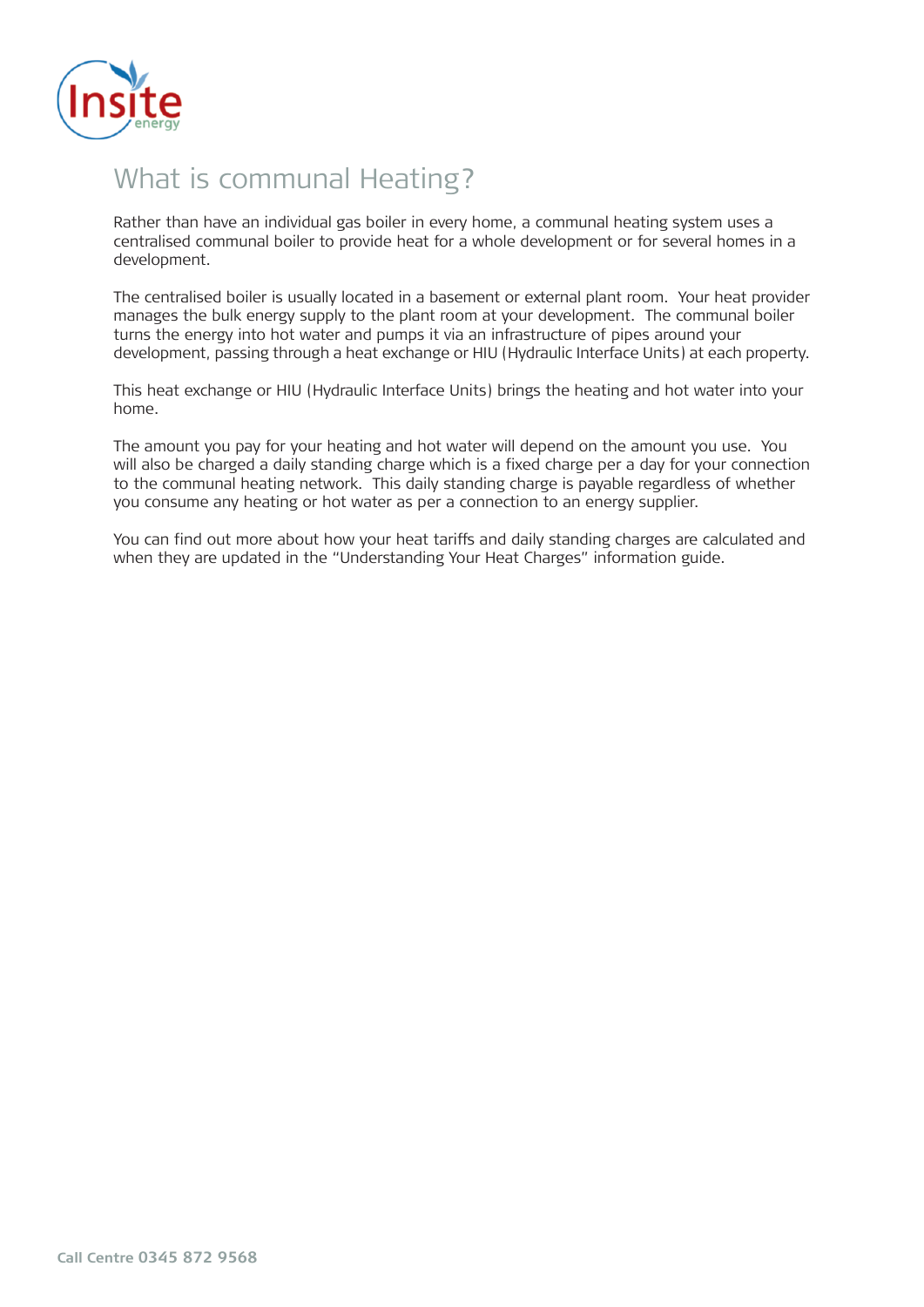# What is communal Heating?

Rather than have an individual gas boiler in every home, a communal heating system uses a centralised communal boiler to provide heat for a whole development or for several homes in a development.

The centralised boiler is usually located in a basement or external plant room. Your heat provider manages the bulk energy supply to the plant room at your development. The communal boiler turns the energy into hot water and pumps it via an infrastructure of pipes around your development, passing through a heat exchange or HIU (Hydraulic Interface Units) at each property.

This heat exchange or HIU (Hydraulic Interface Units) brings the heating and hot water into your home.

The amount you pay for your heating and hot water will depend on the amount you use. You will also be charged a daily standing charge which is a fixed charge per a day for your connection to the communal heating network. This daily standing charge is payable regardless of whether you consume any heating or hot water as per a connection to an energy supplier.

You can find out more about how your heat tariffs and daily standing charges are calculated and when they are updated in the "Understanding Your Heat Charges" information guide.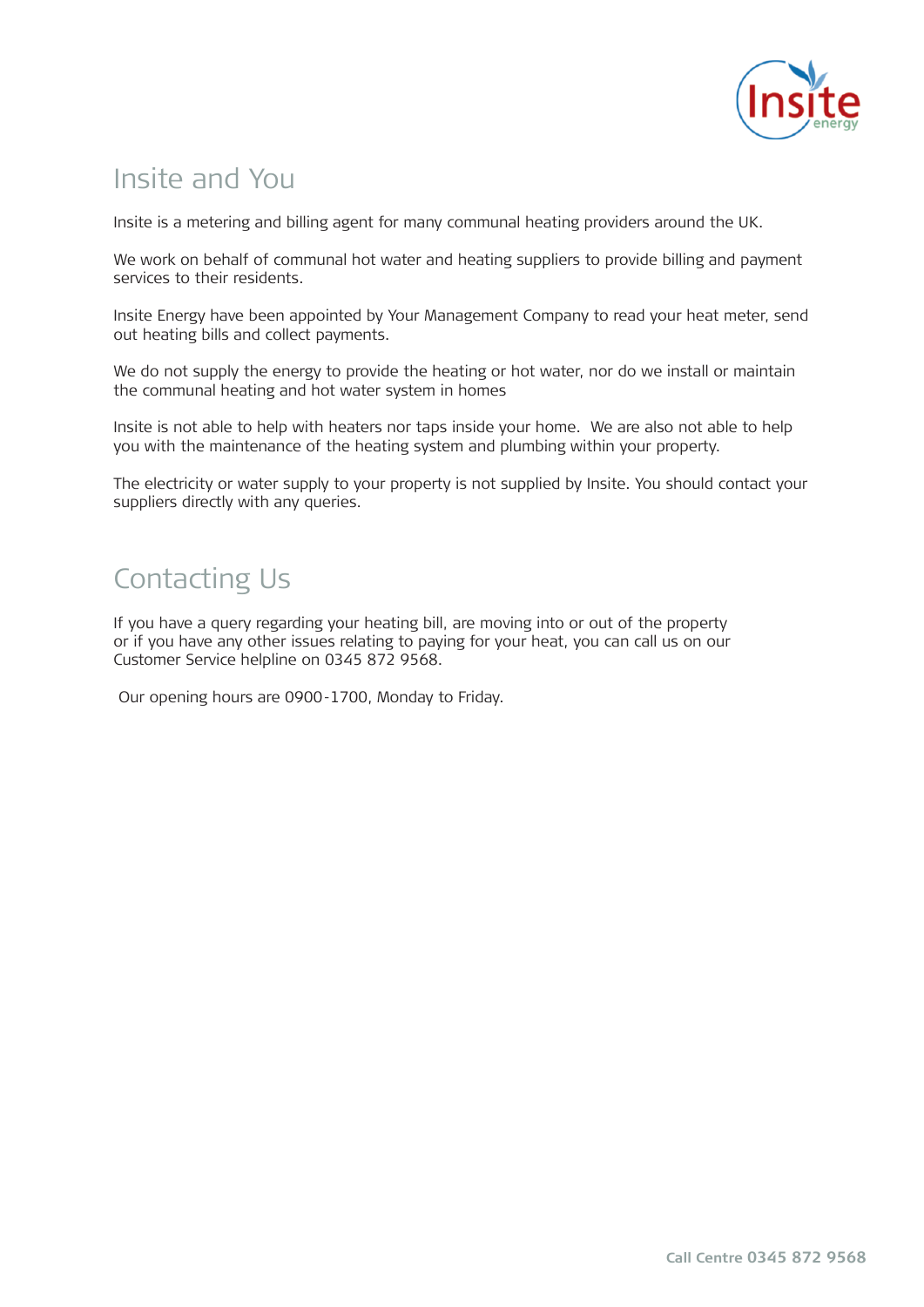## Insite and You

Insite is a metering and billing agent for many communal heating providers around the UK.

We work on behalf of communal hot water and heating suppliers to provide billing and payment services to their residents.

Insite Energy have been appointed by Your Management Company to read your heat meter, send out heating bills and collect payments.

We do not supply the energy to provide the heating or hot water, nor do we install or maintain the communal heating and hot water system in homes

Insite is not able to help with heaters nor taps inside your home.  We are also not able to help you with the maintenance of the heating system and plumbing within your property.

The electricity or water supply to your property is not supplied by Insite. You should contact your suppliers directly with any queries.

## Contacting Us

If you have a query regarding your heating bill, are moving into or out of the property or if you have any other issues relating to paying for your heat, you can call us on our Customer Service helpline on 0345 872 9568.

Our opening hours are 0900-1700, Monday to Friday.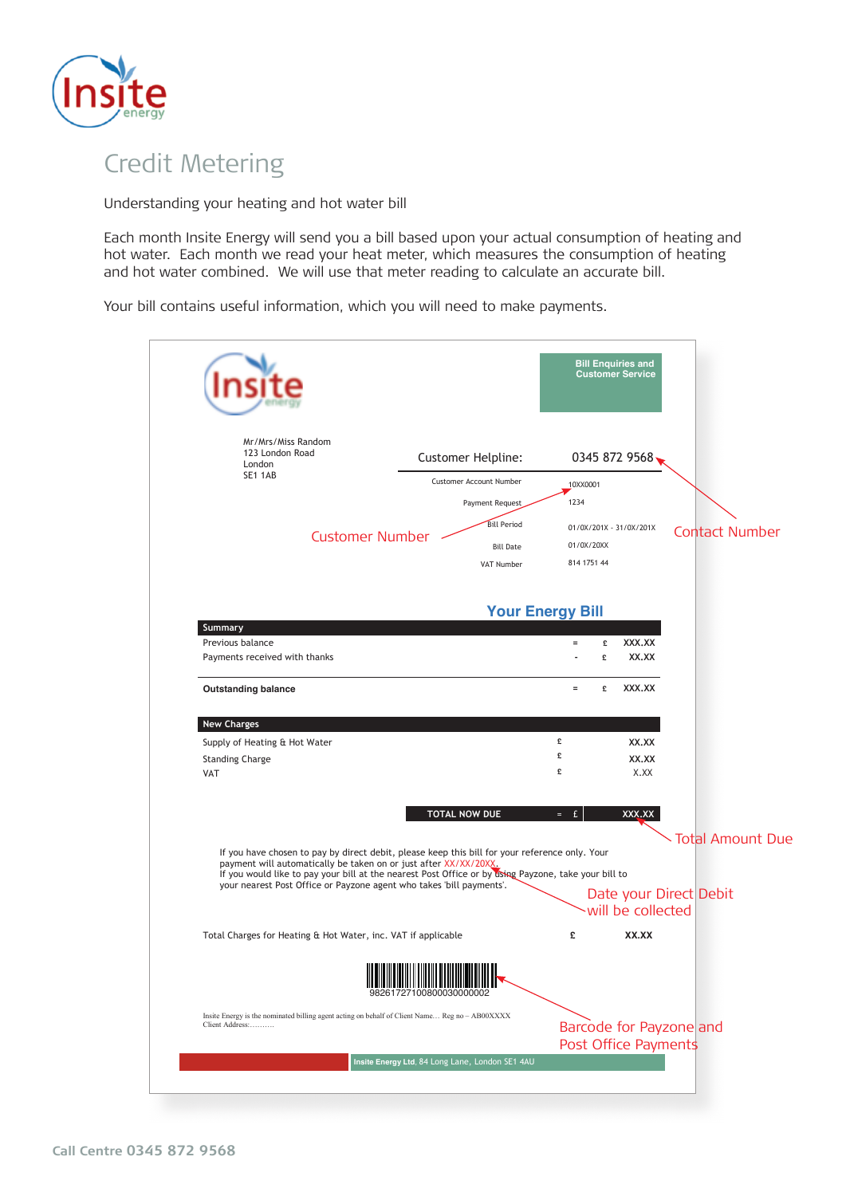# Credit Metering

Understanding your heating and hot water bill

Each month Insite Energy will send you a bill based upon your actual consumption of heating and hot water. Each month we read your heat meter, which measures the consumption of heating and hot water combined. We will use that meter reading to calculate an accurate bill.

Your bill contains useful information, which you will need to make payments.

**Bill Enquiries and Customer Service**

Mr/Mrs/Miss Random
123 London Road
London
SE1 1AB

Customer Helpline: 0345 872 9568 ← Contact Number

| | |
|---|---|
| Customer Account Number | 10XX0001 |
| Payment Request | 1234 |
| Bill Period | 01/0X/201X - 31/0X/201X |
| Bill Date | 01/0X/20XX |
| VAT Number | 814 1751 44 |

Customer Number →

## Your Energy Bill

| Summary | | | |
|---|---|---|---|
| Previous balance | = | £ | XXX.XX |
| Payments received with thanks | - | £ | XX.XX |
| **Outstanding balance** | = | £ | XXX.XX |

| New Charges | | |
|---|---|---|
| Supply of Heating & Hot Water | £ | XX.XX |
| Standing Charge | £ | XX.XX |
| VAT | £ | X.XX |

**TOTAL NOW DUE** = £ XXX.XX ← Total Amount Due

If you have chosen to pay by direct debit, please keep this bill for your reference only. Your payment will automatically be taken on or just after XX/XX/20XX.
If you would like to pay your bill at the nearest Post Office or by using Payzone, take your bill to your nearest Post Office or Payzone agent who takes 'bill payments'.

Date your Direct Debit will be collected

Total Charges for Heating & Hot Water, inc. VAT if applicable £ XX.XX

9826172710080003000002

Barcode for Payzone and Post Office Payments

Insite Energy is the nominated billing agent acting on behalf of Client Name… Reg no – AB00XXXX
Client Address:……….

**Insite Energy Ltd**, 84 Long Lane, London SE1 4AU

Call Centre 0345 872 9568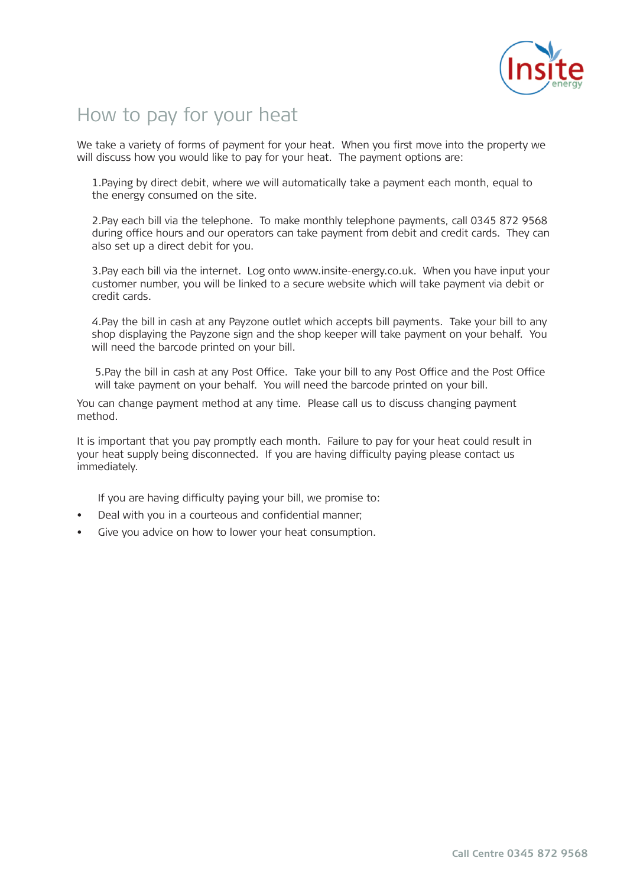# How to pay for your heat

We take a variety of forms of payment for your heat. When you first move into the property we will discuss how you would like to pay for your heat. The payment options are:

1. Paying by direct debit, where we will automatically take a payment each month, equal to the energy consumed on the site.

2. Pay each bill via the telephone. To make monthly telephone payments, call 0345 872 9568 during office hours and our operators can take payment from debit and credit cards. They can also set up a direct debit for you.

3. Pay each bill via the internet. Log onto www.insite-energy.co.uk. When you have input your customer number, you will be linked to a secure website which will take payment via debit or credit cards.

4. Pay the bill in cash at any Payzone outlet which accepts bill payments. Take your bill to any shop displaying the Payzone sign and the shop keeper will take payment on your behalf. You will need the barcode printed on your bill.

5. Pay the bill in cash at any Post Office. Take your bill to any Post Office and the Post Office will take payment on your behalf. You will need the barcode printed on your bill.

You can change payment method at any time. Please call us to discuss changing payment method.

It is important that you pay promptly each month. Failure to pay for your heat could result in your heat supply being disconnected. If you are having difficulty paying please contact us immediately.

If you are having difficulty paying your bill, we promise to:

- Deal with you in a courteous and confidential manner;
- Give you advice on how to lower your heat consumption.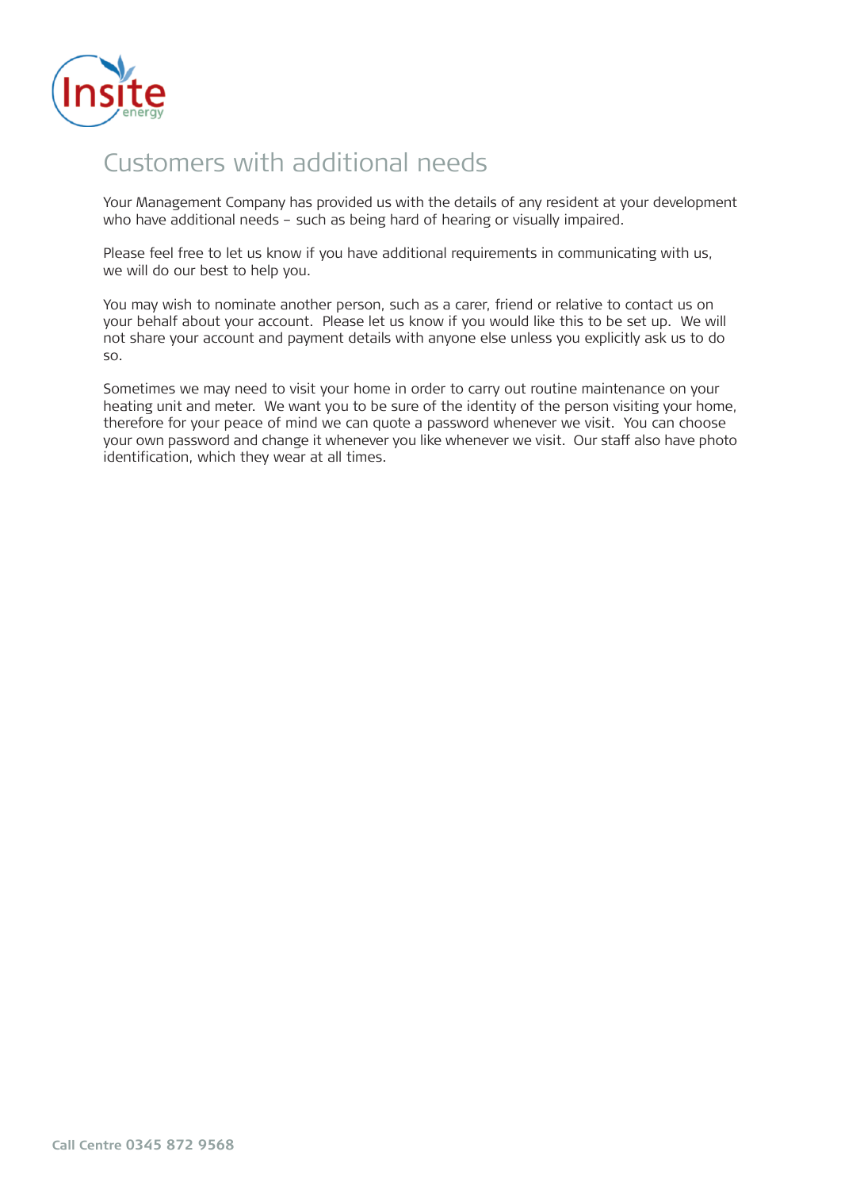# Customers with additional needs

Your Management Company has provided us with the details of any resident at your development who have additional needs – such as being hard of hearing or visually impaired.

Please feel free to let us know if you have additional requirements in communicating with us, we will do our best to help you.

You may wish to nominate another person, such as a carer, friend or relative to contact us on your behalf about your account. Please let us know if you would like this to be set up. We will not share your account and payment details with anyone else unless you explicitly ask us to do so.

Sometimes we may need to visit your home in order to carry out routine maintenance on your heating unit and meter. We want you to be sure of the identity of the person visiting your home, therefore for your peace of mind we can quote a password whenever we visit. You can choose your own password and change it whenever you like whenever we visit. Our staff also have photo identification, which they wear at all times.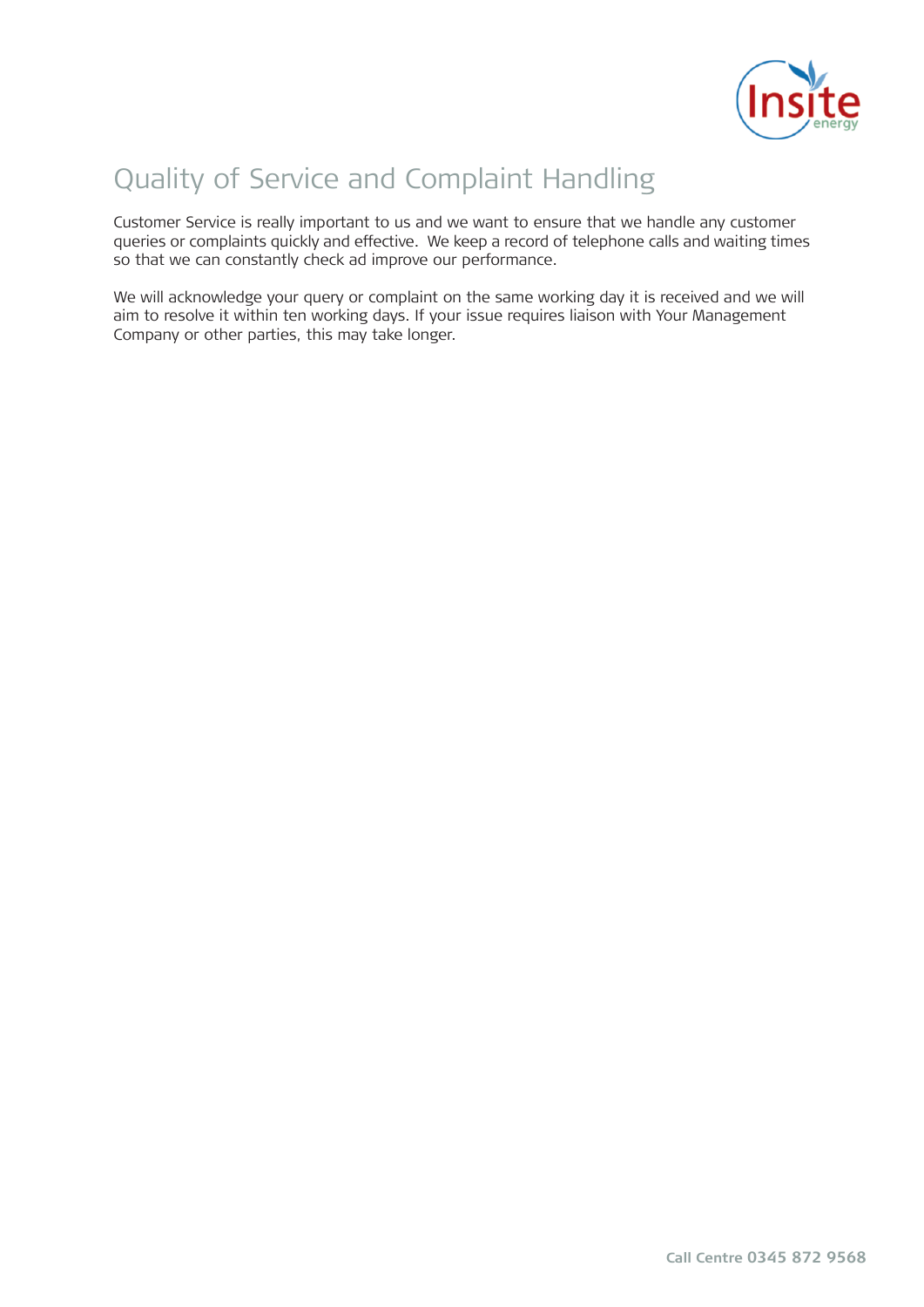# Quality of Service and Complaint Handling

Customer Service is really important to us and we want to ensure that we handle any customer queries or complaints quickly and effective.  We keep a record of telephone calls and waiting times so that we can constantly check ad improve our performance.

We will acknowledge your query or complaint on the same working day it is received and we will aim to resolve it within ten working days. If your issue requires liaison with Your Management Company or other parties, this may take longer.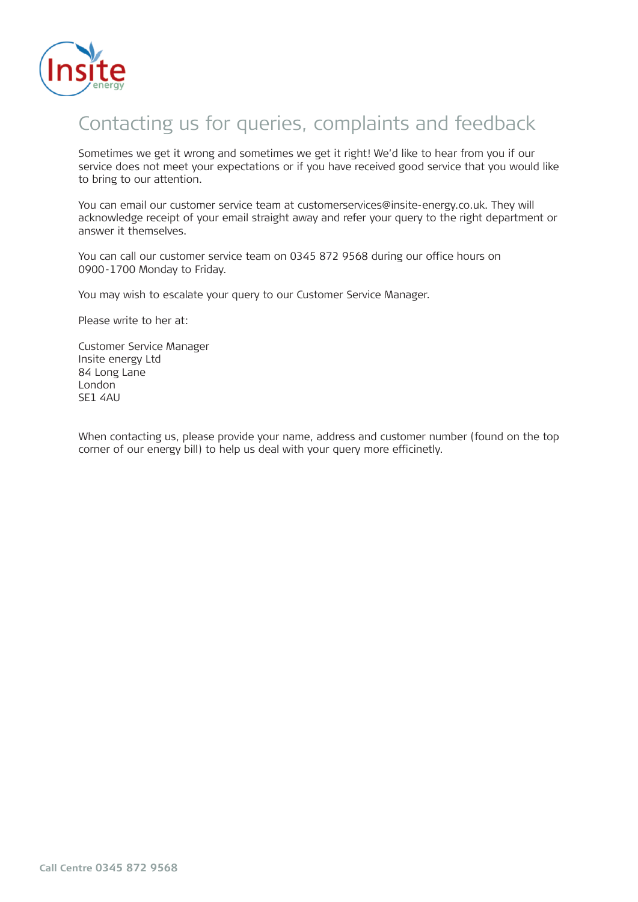# Contacting us for queries, complaints and feedback

Sometimes we get it wrong and sometimes we get it right! We'd like to hear from you if our service does not meet your expectations or if you have received good service that you would like to bring to our attention.

You can email our customer service team at customerservices@insite-energy.co.uk. They will acknowledge receipt of your email straight away and refer your query to the right department or answer it themselves.

You can call our customer service team on 0345 872 9568 during our office hours on 0900-1700 Monday to Friday.

You may wish to escalate your query to our Customer Service Manager.

Please write to her at:

Customer Service Manager
Insite energy Ltd
84 Long Lane
London
SE1 4AU

When contacting us, please provide your name, address and customer number (found on the top corner of our energy bill) to help us deal with your query more efficinetly.

**Call Centre 0345 872 9568**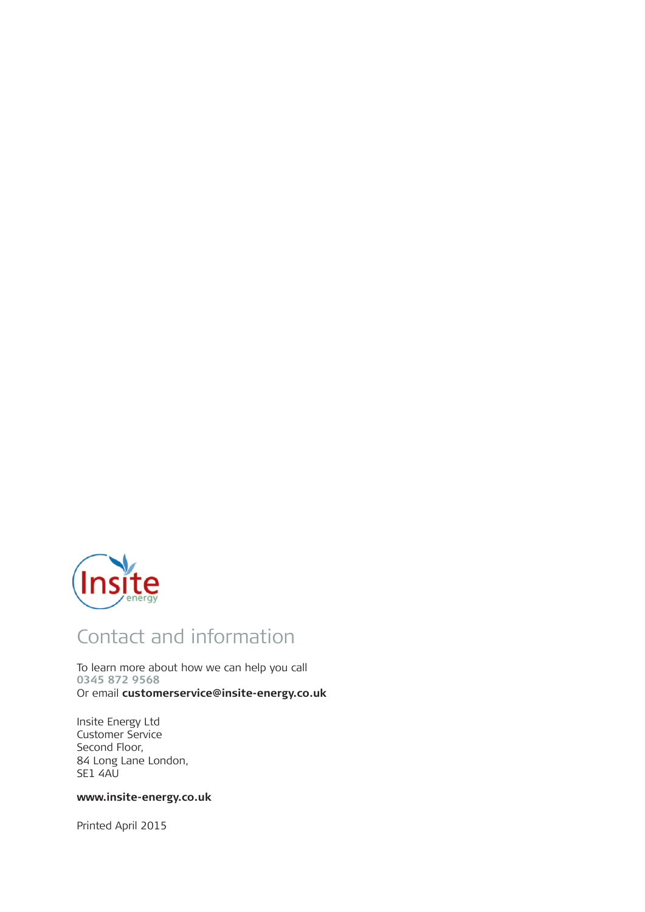## Contact and information

To learn more about how we can help you call
**0345 872 9568**
Or email **customerservice@insite-energy.co.uk**

Insite Energy Ltd
Customer Service
Second Floor,
84 Long Lane London,
SE1 4AU

**www.insite-energy.co.uk**

Printed April 2015